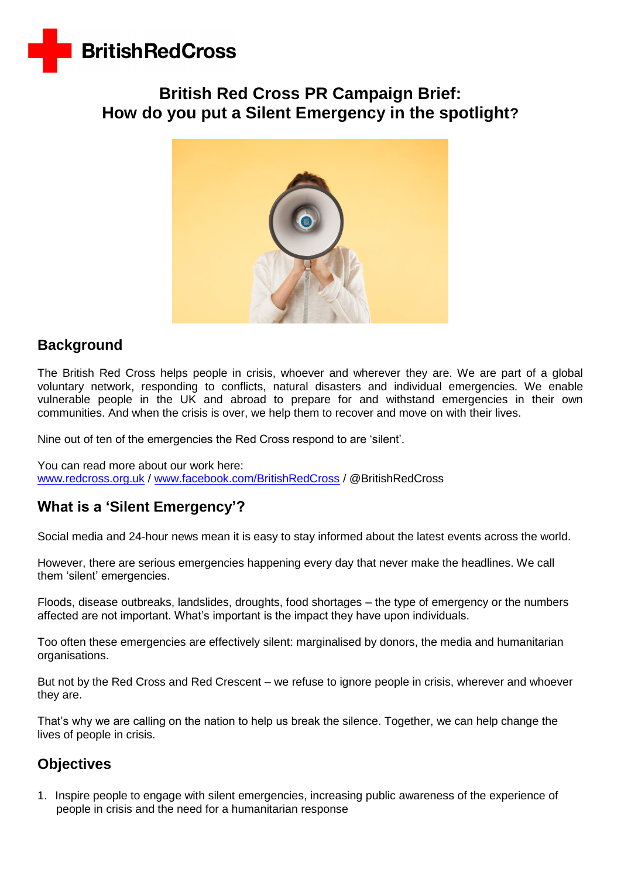# British Red Cross PR Campaign Brief:
# How do you put a Silent Emergency in the spotlight?

## Background

The British Red Cross helps people in crisis, whoever and wherever they are. We are part of a global voluntary network, responding to conflicts, natural disasters and individual emergencies. We enable vulnerable people in the UK and abroad to prepare for and withstand emergencies in their own communities. And when the crisis is over, we help them to recover and move on with their lives.

Nine out of ten of the emergencies the Red Cross respond to are 'silent'.

You can read more about our work here:
www.redcross.org.uk / www.facebook.com/BritishRedCross / @BritishRedCross

## What is a 'Silent Emergency'?

Social media and 24-hour news mean it is easy to stay informed about the latest events across the world.

However, there are serious emergencies happening every day that never make the headlines. We call them 'silent' emergencies.

Floods, disease outbreaks, landslides, droughts, food shortages – the type of emergency or the numbers affected are not important. What's important is the impact they have upon individuals.

Too often these emergencies are effectively silent: marginalised by donors, the media and humanitarian organisations.

But not by the Red Cross and Red Crescent – we refuse to ignore people in crisis, wherever and whoever they are.

That's why we are calling on the nation to help us break the silence. Together, we can help change the lives of people in crisis.

## Objectives

1. Inspire people to engage with silent emergencies, increasing public awareness of the experience of people in crisis and the need for a humanitarian response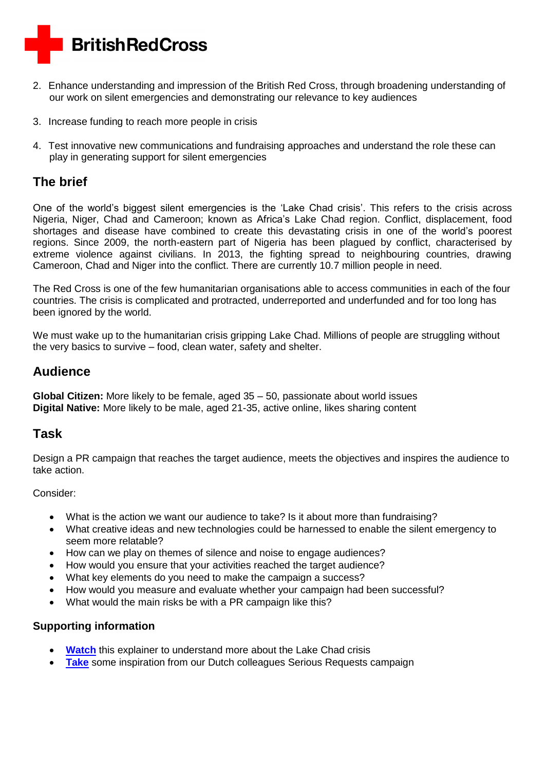2. Enhance understanding and impression of the British Red Cross, through broadening understanding of our work on silent emergencies and demonstrating our relevance to key audiences

3. Increase funding to reach more people in crisis

4. Test innovative new communications and fundraising approaches and understand the role these can play in generating support for silent emergencies

## The brief

One of the world's biggest silent emergencies is the 'Lake Chad crisis'. This refers to the crisis across Nigeria, Niger, Chad and Cameroon; known as Africa's Lake Chad region. Conflict, displacement, food shortages and disease have combined to create this devastating crisis in one of the world's poorest regions. Since 2009, the north-eastern part of Nigeria has been plagued by conflict, characterised by extreme violence against civilians. In 2013, the fighting spread to neighbouring countries, drawing Cameroon, Chad and Niger into the conflict. There are currently 10.7 million people in need.

The Red Cross is one of the few humanitarian organisations able to access communities in each of the four countries. The crisis is complicated and protracted, underreported and underfunded and for too long has been ignored by the world.

We must wake up to the humanitarian crisis gripping Lake Chad. Millions of people are struggling without the very basics to survive – food, clean water, safety and shelter.

## Audience

**Global Citizen:** More likely to be female, aged 35 – 50, passionate about world issues
**Digital Native:** More likely to be male, aged 21-35, active online, likes sharing content

## Task

Design a PR campaign that reaches the target audience, meets the objectives and inspires the audience to take action.

Consider:

- What is the action we want our audience to take? Is it about more than fundraising?
- What creative ideas and new technologies could be harnessed to enable the silent emergency to seem more relatable?
- How can we play on themes of silence and noise to engage audiences?
- How would you ensure that your activities reached the target audience?
- What key elements do you need to make the campaign a success?
- How would you measure and evaluate whether your campaign had been successful?
- What would the main risks be with a PR campaign like this?

### Supporting information

- **Watch** this explainer to understand more about the Lake Chad crisis
- **Take** some inspiration from our Dutch colleagues Serious Requests campaign